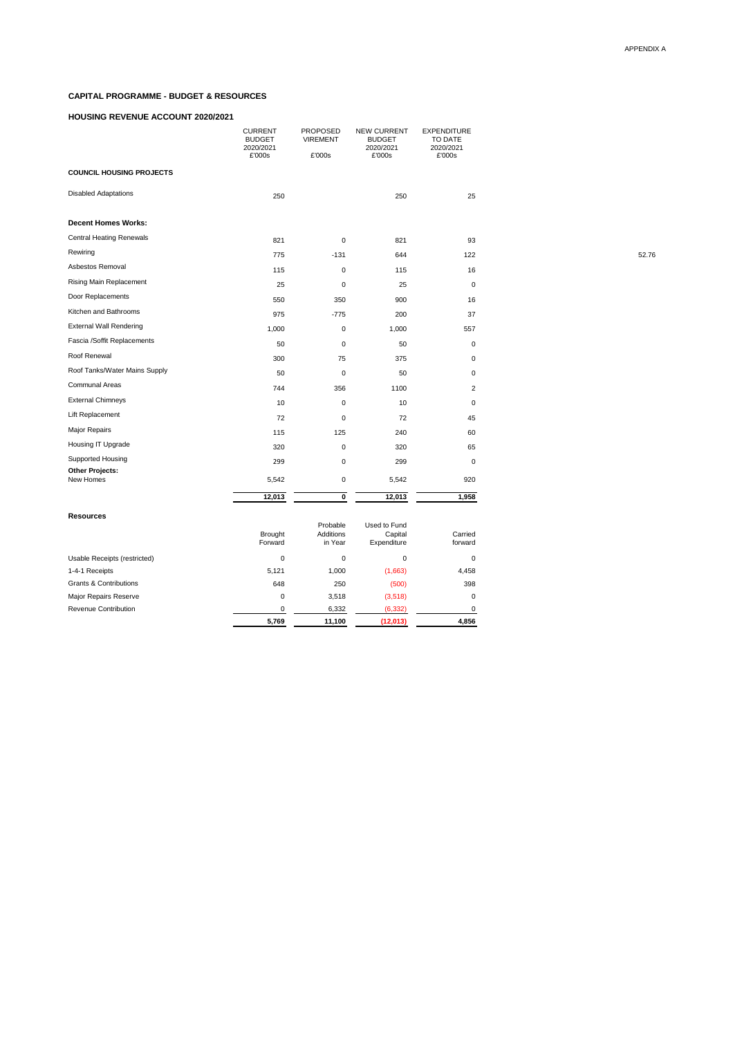APPENDIX A

## CAPITAL PROGRAMME - BUDGET & RESOURCES

### HOUSING REVENUE ACCOUNT 2020/2021

| | CURRENT BUDGET 2020/2021 £'000s | PROPOSED VIREMENT £'000s | NEW CURRENT BUDGET 2020/2021 £'000s | EXPENDITURE TO DATE 2020/2021 £'000s | |
|---|---|---|---|---|---|
| **COUNCIL HOUSING PROJECTS** | | | | | |
| Disabled Adaptations | 250 | | 250 | 25 | |
| **Decent Homes Works:** | | | | | |
| Central Heating Renewals | 821 | 0 | 821 | 93 | |
| Rewiring | 775 | -131 | 644 | 122 | 52.76 |
| Asbestos Removal | 115 | 0 | 115 | 16 | |
| Rising Main Replacement | 25 | 0 | 25 | 0 | |
| Door Replacements | 550 | 350 | 900 | 16 | |
| Kitchen and Bathrooms | 975 | -775 | 200 | 37 | |
| External Wall Rendering | 1,000 | 0 | 1,000 | 557 | |
| Fascia /Soffit Replacements | 50 | 0 | 50 | 0 | |
| Roof Renewal | 300 | 75 | 375 | 0 | |
| Roof Tanks/Water Mains Supply | 50 | 0 | 50 | 0 | |
| Communal Areas | 744 | 356 | 1100 | 2 | |
| External Chimneys | 10 | 0 | 10 | 0 | |
| Lift Replacement | 72 | 0 | 72 | 45 | |
| Major Repairs | 115 | 125 | 240 | 60 | |
| Housing IT Upgrade | 320 | 0 | 320 | 65 | |
| Supported Housing | 299 | 0 | 299 | 0 | |
| **Other Projects:** | | | | | |
| New Homes | 5,542 | 0 | 5,542 | 920 | |
| | **12,013** | **0** | **12,013** | **1,958** | |

**Resources**

| | Brought Forward | Probable Additions in Year | Used to Fund Capital Expenditure | Carried forward |
|---|---|---|---|---|
| Usable Receipts (restricted) | 0 | 0 | 0 | 0 |
| 1-4-1 Receipts | 5,121 | 1,000 | (1,663) | 4,458 |
| Grants & Contributions | 648 | 250 | (500) | 398 |
| Major Repairs Reserve | 0 | 3,518 | (3,518) | 0 |
| Revenue Contribution | 0 | 6,332 | (6,332) | 0 |
| | **5,769** | **11,100** | **(12,013)** | **4,856** |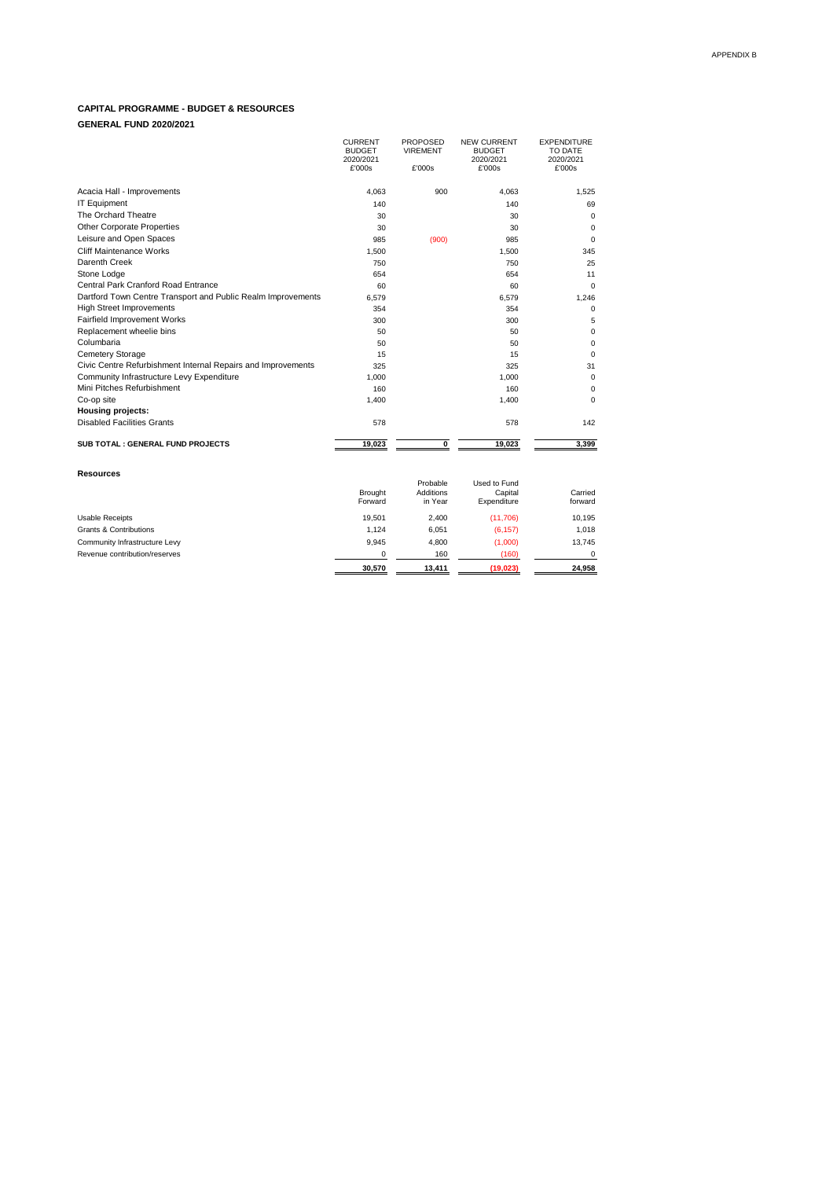APPENDIX B

**CAPITAL PROGRAMME - BUDGET & RESOURCES**

**GENERAL FUND 2020/2021**

| | CURRENT BUDGET 2020/2021 £'000s | PROPOSED VIREMENT £'000s | NEW CURRENT BUDGET 2020/2021 £'000s | EXPENDITURE TO DATE 2020/2021 £'000s |
|---|---|---|---|---|
| Acacia Hall - Improvements | 4,063 | 900 | 4,063 | 1,525 |
| IT Equipment | 140 | | 140 | 69 |
| The Orchard Theatre | 30 | | 30 | 0 |
| Other Corporate Properties | 30 | | 30 | 0 |
| Leisure and Open Spaces | 985 | (900) | 985 | 0 |
| Cliff Maintenance Works | 1,500 | | 1,500 | 345 |
| Darenth Creek | 750 | | 750 | 25 |
| Stone Lodge | 654 | | 654 | 11 |
| Central Park Cranford Road Entrance | 60 | | 60 | 0 |
| Dartford Town Centre Transport and Public Realm Improvements | 6,579 | | 6,579 | 1,246 |
| High Street Improvements | 354 | | 354 | 0 |
| Fairfield Improvement Works | 300 | | 300 | 5 |
| Replacement wheelie bins | 50 | | 50 | 0 |
| Columbaria | 50 | | 50 | 0 |
| Cemetery Storage | 15 | | 15 | 0 |
| Civic Centre Refurbishment Internal Repairs and Improvements | 325 | | 325 | 31 |
| Community Infrastructure Levy Expenditure | 1,000 | | 1,000 | 0 |
| Mini Pitches Refurbishment | 160 | | 160 | 0 |
| Co-op site | 1,400 | | 1,400 | 0 |
| **Housing projects:** | | | | |
| Disabled Facilities Grants | 578 | | 578 | 142 |
| **SUB TOTAL : GENERAL FUND PROJECTS** | **19,023** | **0** | **19,023** | **3,399** |

**Resources**

| | Brought Forward | Probable Additions in Year | Used to Fund Capital Expenditure | Carried forward |
|---|---|---|---|---|
| Usable Receipts | 19,501 | 2,400 | (11,706) | 10,195 |
| Grants & Contributions | 1,124 | 6,051 | (6,157) | 1,018 |
| Community Infrastructure Levy | 9,945 | 4,800 | (1,000) | 13,745 |
| Revenue contribution/reserves | 0 | 160 | (160) | 0 |
| | **30,570** | **13,411** | **(19,023)** | **24,958** |